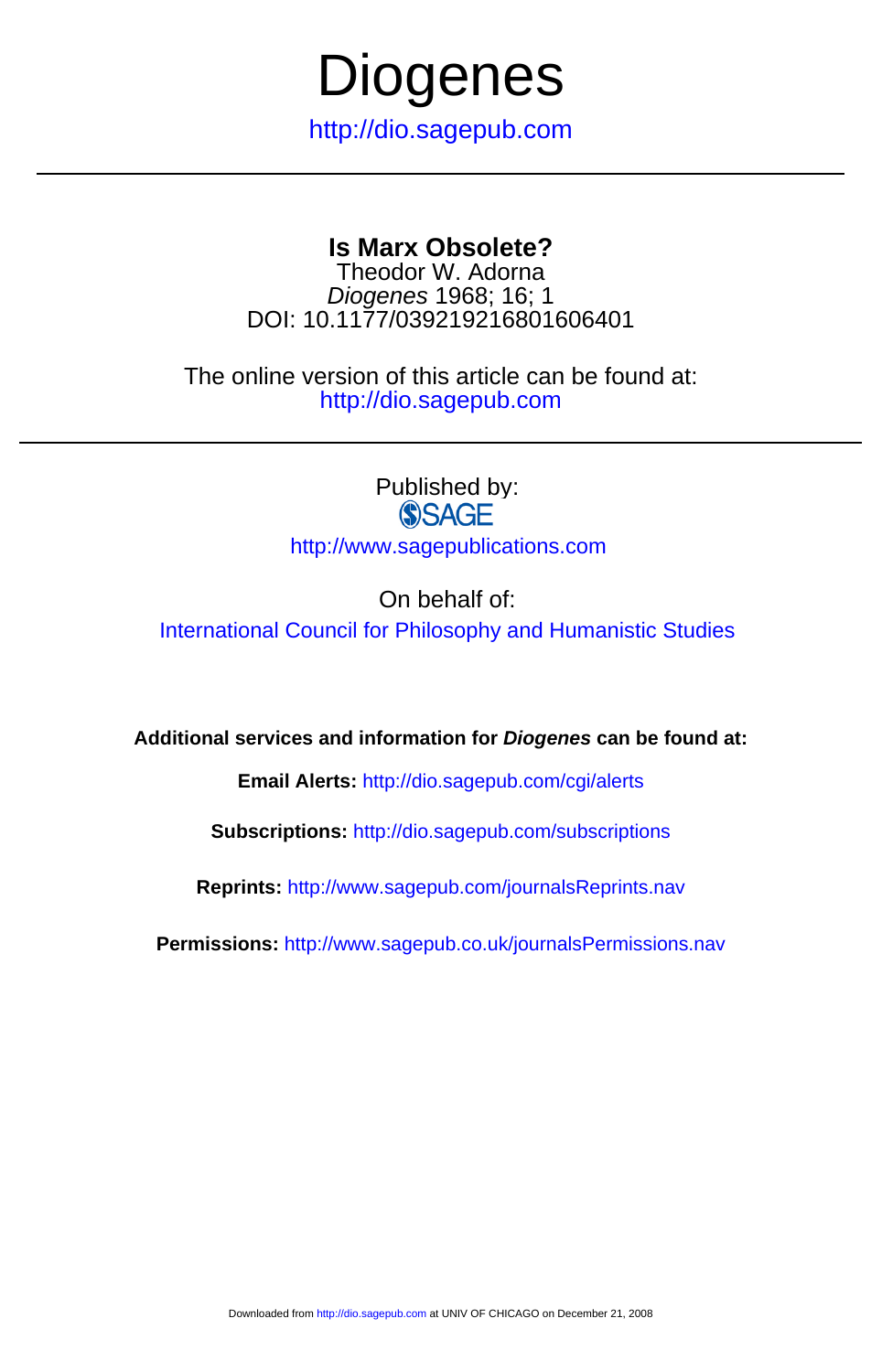# Diogenes

http://dio.sagepub.com

---

## Is Marx Obsolete?

Theodor W. Adorna
*Diogenes* 1968; 16; 1
DOI: 10.1177/039219216801606401

The online version of this article can be found at:
http://dio.sagepub.com

---

Published by:
SAGE
http://www.sagepublications.com

On behalf of:
International Council for Philosophy and Humanistic Studies

**Additional services and information for *Diogenes* can be found at:**

**Email Alerts:** http://dio.sagepub.com/cgi/alerts

**Subscriptions:** http://dio.sagepub.com/subscriptions

**Reprints:** http://www.sagepub.com/journalsReprints.nav

**Permissions:** http://www.sagepub.co.uk/journalsPermissions.nav

Downloaded from http://dio.sagepub.com at UNIV OF CHICAGO on December 21, 2008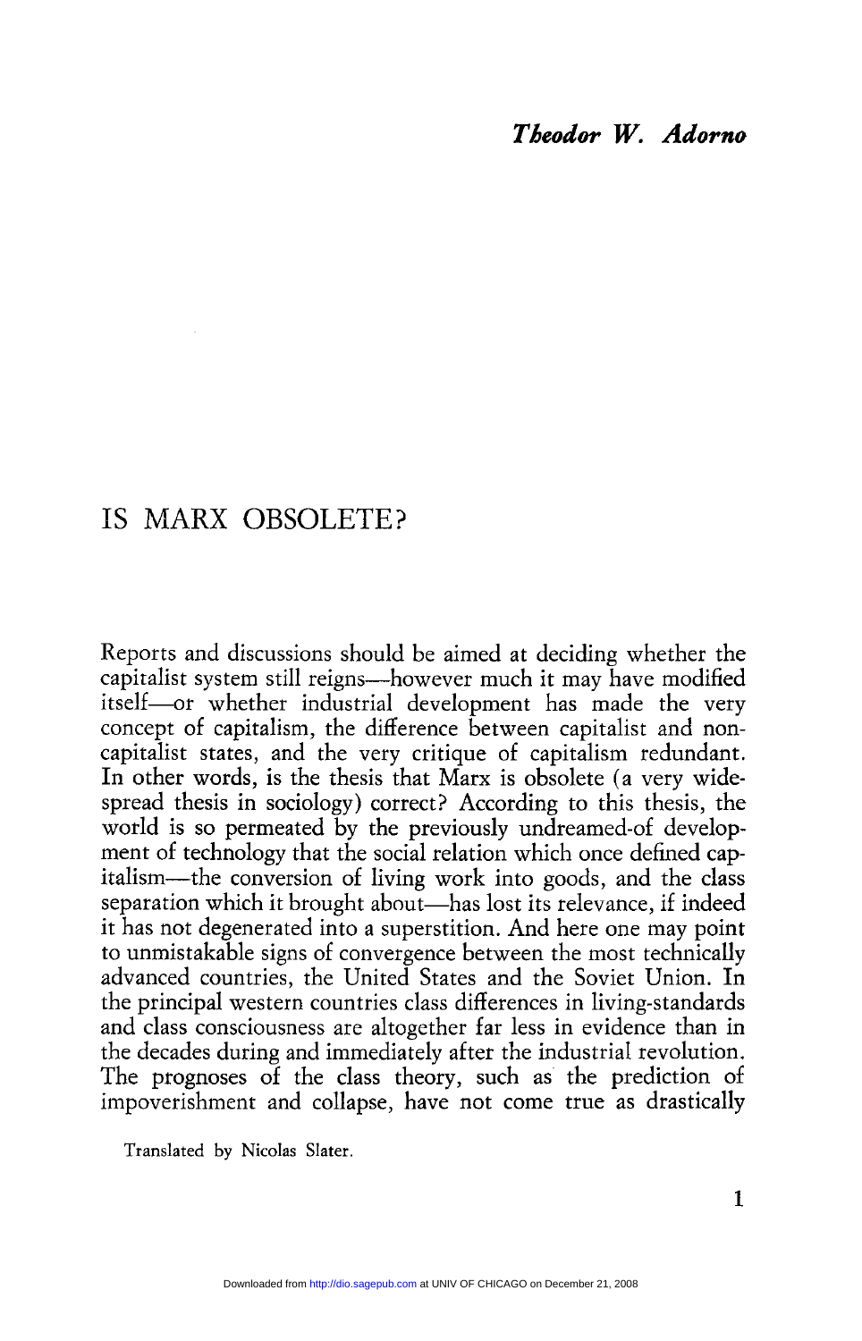*Theodor W. Adorno*

# IS MARX OBSOLETE?

Reports and discussions should be aimed at deciding whether the capitalist system still reigns—however much it may have modified itself—or whether industrial development has made the very concept of capitalism, the difference between capitalist and non-capitalist states, and the very critique of capitalism redundant. In other words, is the thesis that Marx is obsolete (a very widespread thesis in sociology) correct? According to this thesis, the world is so permeated by the previously undreamed-of development of technology that the social relation which once defined capitalism—the conversion of living work into goods, and the class separation which it brought about—has lost its relevance, if indeed it has not degenerated into a superstition. And here one may point to unmistakable signs of convergence between the most technically advanced countries, the United States and the Soviet Union. In the principal western countries class differences in living-standards and class consciousness are altogether far less in evidence than in the decades during and immediately after the industrial revolution. The prognoses of the class theory, such as the prediction of impoverishment and collapse, have not come true as drastically

Translated by Nicolas Slater.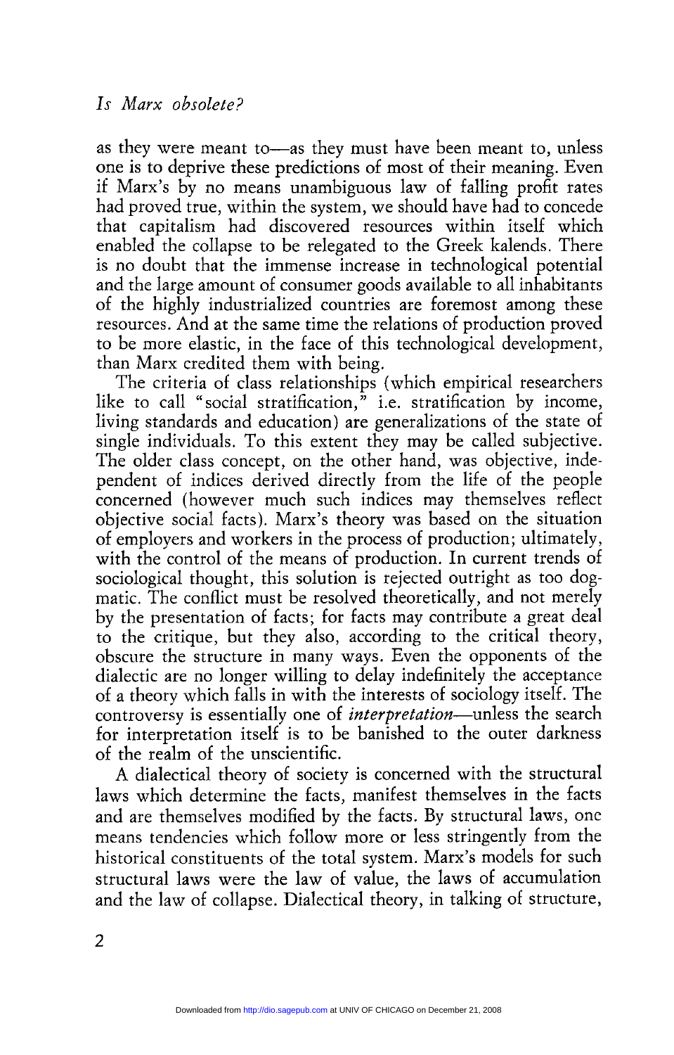as they were meant to—as they must have been meant to, unless one is to deprive these predictions of most of their meaning. Even if Marx's by no means unambiguous law of falling profit rates had proved true, within the system, we should have had to concede that capitalism had discovered resources within itself which enabled the collapse to be relegated to the Greek kalends. There is no doubt that the immense increase in technological potential and the large amount of consumer goods available to all inhabitants of the highly industrialized countries are foremost among these resources. And at the same time the relations of production proved to be more elastic, in the face of this technological development, than Marx credited them with being.

The criteria of class relationships (which empirical researchers like to call "social stratification," i.e. stratification by income, living standards and education) are generalizations of the state of single individuals. To this extent they may be called subjective. The older class concept, on the other hand, was objective, independent of indices derived directly from the life of the people concerned (however much such indices may themselves reflect objective social facts). Marx's theory was based on the situation of employers and workers in the process of production; ultimately, with the control of the means of production. In current trends of sociological thought, this solution is rejected outright as too dogmatic. The conflict must be resolved theoretically, and not merely by the presentation of facts; for facts may contribute a great deal to the critique, but they also, according to the critical theory, obscure the structure in many ways. Even the opponents of the dialectic are no longer willing to delay indefinitely the acceptance of a theory which falls in with the interests of sociology itself. The controversy is essentially one of *interpretation*—unless the search for interpretation itself is to be banished to the outer darkness of the realm of the unscientific.

A dialectical theory of society is concerned with the structural laws which determine the facts, manifest themselves in the facts and are themselves modified by the facts. By structural laws, one means tendencies which follow more or less stringently from the historical constituents of the total system. Marx's models for such structural laws were the law of value, the laws of accumulation and the law of collapse. Dialectical theory, in talking of structure,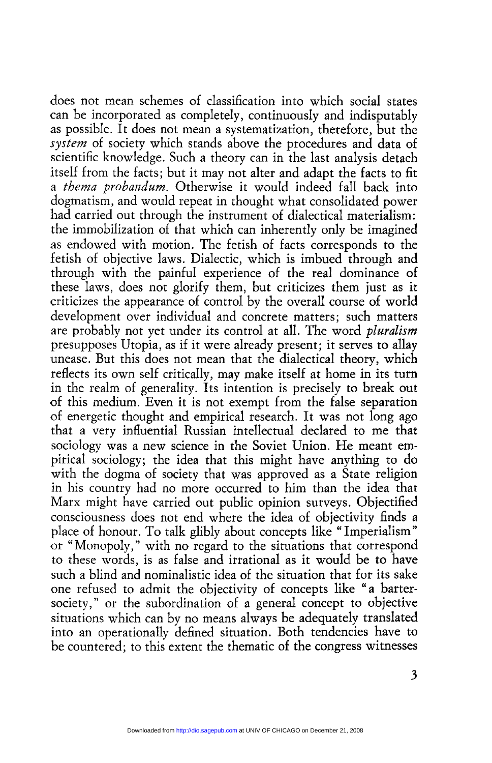does not mean schemes of classification into which social states can be incorporated as completely, continuously and indisputably as possible. It does not mean a systematization, therefore, but the *system* of society which stands above the procedures and data of scientific knowledge. Such a theory can in the last analysis detach itself from the facts; but it may not alter and adapt the facts to fit a *thema probandum*. Otherwise it would indeed fall back into dogmatism, and would repeat in thought what consolidated power had carried out through the instrument of dialectical materialism: the immobilization of that which can inherently only be imagined as endowed with motion. The fetish of facts corresponds to the fetish of objective laws. Dialectic, which is imbued through and through with the painful experience of the real dominance of these laws, does not glorify them, but criticizes them just as it criticizes the appearance of control by the overall course of world development over individual and concrete matters; such matters are probably not yet under its control at all. The word *pluralism* presupposes Utopia, as if it were already present; it serves to allay unease. But this does not mean that the dialectical theory, which reflects its own self critically, may make itself at home in its turn in the realm of generality. Its intention is precisely to break out of this medium. Even it is not exempt from the false separation of energetic thought and empirical research. It was not long ago that a very influential Russian intellectual declared to me that sociology was a new science in the Soviet Union. He meant empirical sociology; the idea that this might have anything to do with the dogma of society that was approved as a State religion in his country had no more occurred to him than the idea that Marx might have carried out public opinion surveys. Objectified consciousness does not end where the idea of objectivity finds a place of honour. To talk glibly about concepts like "Imperialism" or "Monopoly," with no regard to the situations that correspond to these words, is as false and irrational as it would be to have such a blind and nominalistic idea of the situation that for its sake one refused to admit the objectivity of concepts like "a barter-society," or the subordination of a general concept to objective situations which can by no means always be adequately translated into an operationally defined situation. Both tendencies have to be countered; to this extent the thematic of the congress witnesses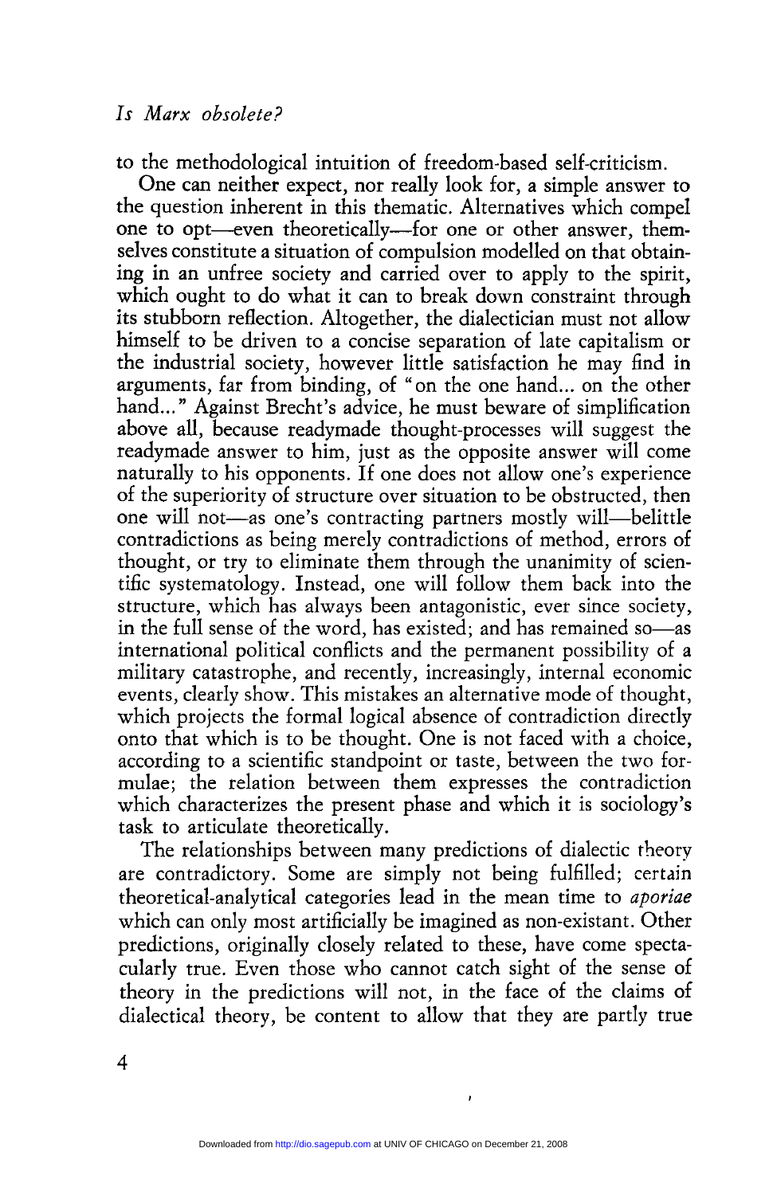to the methodological intuition of freedom-based self-criticism.

One can neither expect, nor really look for, a simple answer to the question inherent in this thematic. Alternatives which compel one to opt—even theoretically—for one or other answer, themselves constitute a situation of compulsion modelled on that obtaining in an unfree society and carried over to apply to the spirit, which ought to do what it can to break down constraint through its stubborn reflection. Altogether, the dialectician must not allow himself to be driven to a concise separation of late capitalism or the industrial society, however little satisfaction he may find in arguments, far from binding, of "on the one hand... on the other hand..." Against Brecht's advice, he must beware of simplification above all, because readymade thought-processes will suggest the readymade answer to him, just as the opposite answer will come naturally to his opponents. If one does not allow one's experience of the superiority of structure over situation to be obstructed, then one will not—as one's contracting partners mostly will—belittle contradictions as being merely contradictions of method, errors of thought, or try to eliminate them through the unanimity of scientific systematology. Instead, one will follow them back into the structure, which has always been antagonistic, ever since society, in the full sense of the word, has existed; and has remained so—as international political conflicts and the permanent possibility of a military catastrophe, and recently, increasingly, internal economic events, clearly show. This mistakes an alternative mode of thought, which projects the formal logical absence of contradiction directly onto that which is to be thought. One is not faced with a choice, according to a scientific standpoint or taste, between the two formulae; the relation between them expresses the contradiction which characterizes the present phase and which it is sociology's task to articulate theoretically.

The relationships between many predictions of dialectic theory are contradictory. Some are simply not being fulfilled; certain theoretical-analytical categories lead in the mean time to *aporiae* which can only most artificially be imagined as non-existant. Other predictions, originally closely related to these, have come spectacularly true. Even those who cannot catch sight of the sense of theory in the predictions will not, in the face of the claims of dialectical theory, be content to allow that they are partly true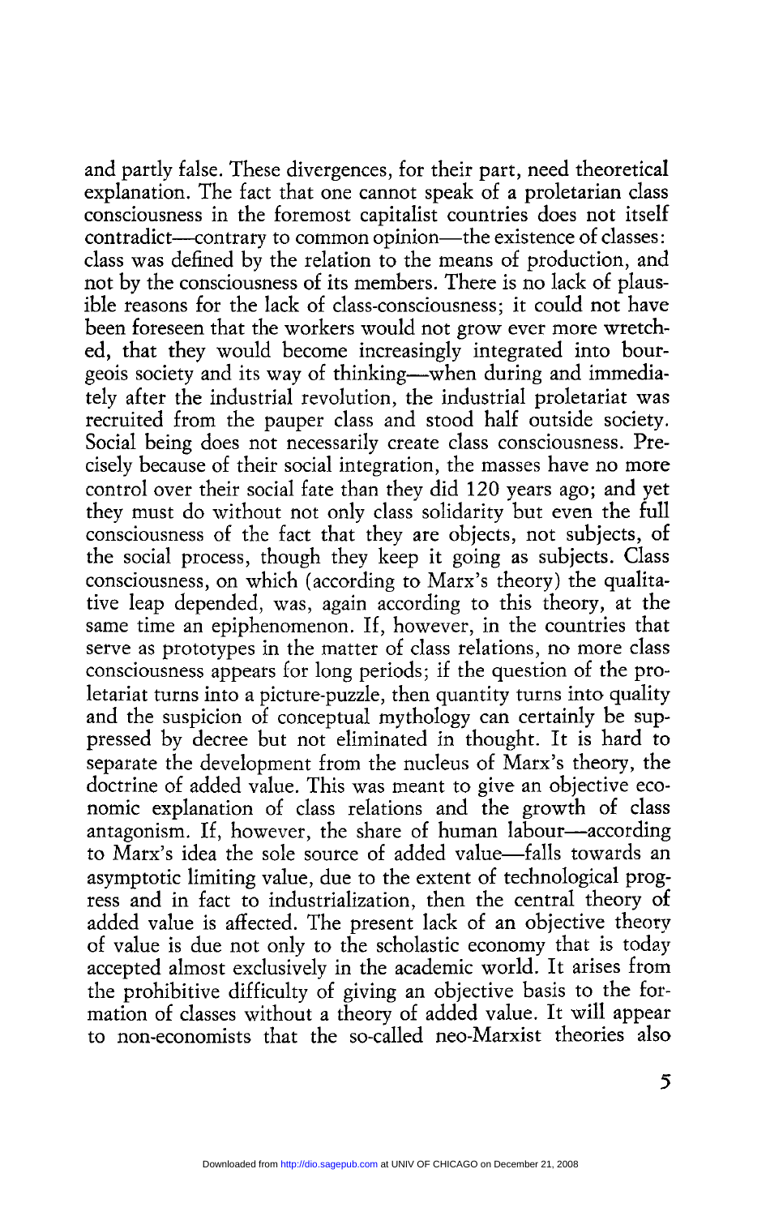and partly false. These divergences, for their part, need theoretical explanation. The fact that one cannot speak of a proletarian class consciousness in the foremost capitalist countries does not itself contradict—contrary to common opinion—the existence of classes: class was defined by the relation to the means of production, and not by the consciousness of its members. There is no lack of plausible reasons for the lack of class-consciousness; it could not have been foreseen that the workers would not grow ever more wretched, that they would become increasingly integrated into bourgeois society and its way of thinking—when during and immediately after the industrial revolution, the industrial proletariat was recruited from the pauper class and stood half outside society. Social being does not necessarily create class consciousness. Precisely because of their social integration, the masses have no more control over their social fate than they did 120 years ago; and yet they must do without not only class solidarity but even the full consciousness of the fact that they are objects, not subjects, of the social process, though they keep it going as subjects. Class consciousness, on which (according to Marx's theory) the qualitative leap depended, was, again according to this theory, at the same time an epiphenomenon. If, however, in the countries that serve as prototypes in the matter of class relations, no more class consciousness appears for long periods; if the question of the proletariat turns into a picture-puzzle, then quantity turns into quality and the suspicion of conceptual mythology can certainly be suppressed by decree but not eliminated in thought. It is hard to separate the development from the nucleus of Marx's theory, the doctrine of added value. This was meant to give an objective economic explanation of class relations and the growth of class antagonism. If, however, the share of human labour—according to Marx's idea the sole source of added value—falls towards an asymptotic limiting value, due to the extent of technological progress and in fact to industrialization, then the central theory of added value is affected. The present lack of an objective theory of value is due not only to the scholastic economy that is today accepted almost exclusively in the academic world. It arises from the prohibitive difficulty of giving an objective basis to the formation of classes without a theory of added value. It will appear to non-economists that the so-called neo-Marxist theories also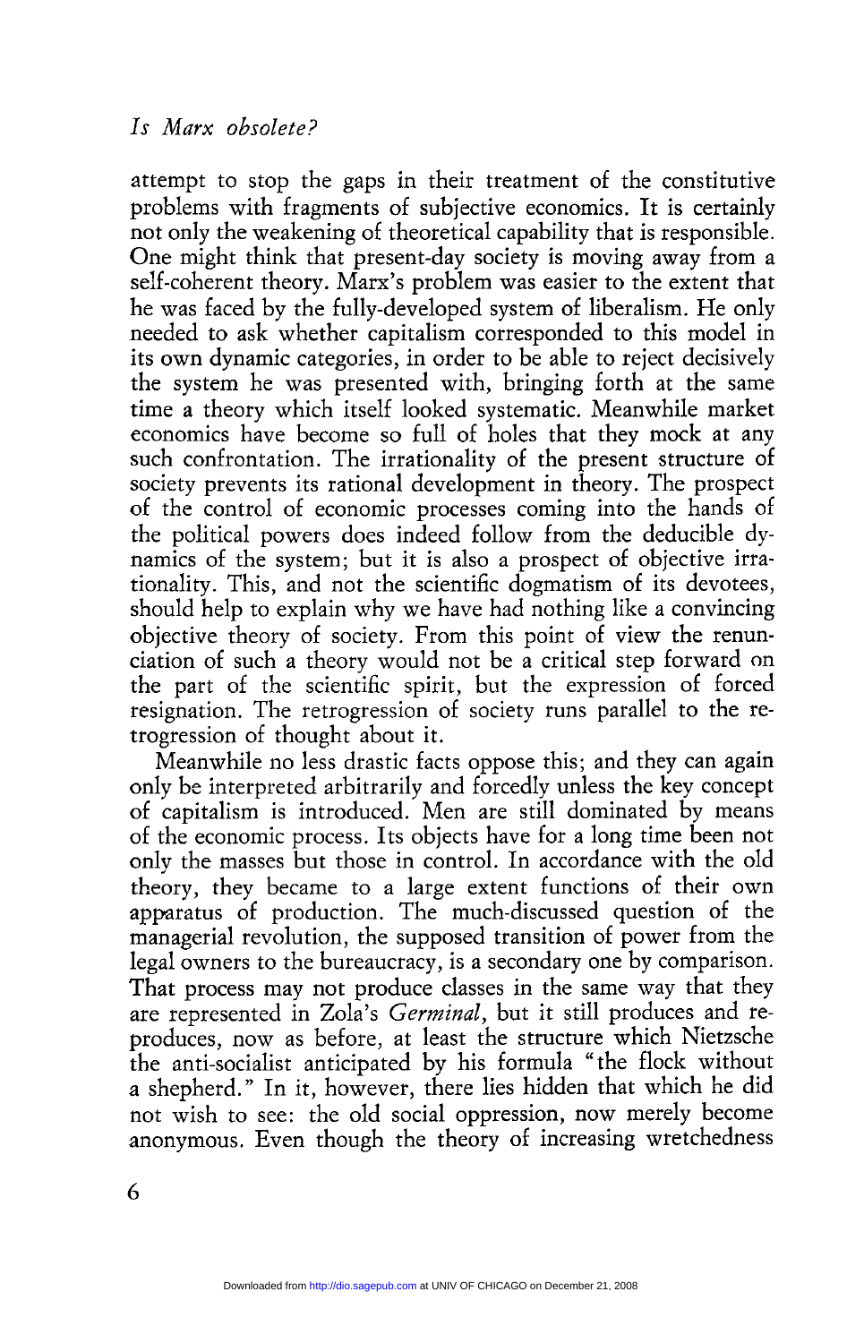attempt to stop the gaps in their treatment of the constitutive problems with fragments of subjective economics. It is certainly not only the weakening of theoretical capability that is responsible. One might think that present-day society is moving away from a self-coherent theory. Marx's problem was easier to the extent that he was faced by the fully-developed system of liberalism. He only needed to ask whether capitalism corresponded to this model in its own dynamic categories, in order to be able to reject decisively the system he was presented with, bringing forth at the same time a theory which itself looked systematic. Meanwhile market economics have become so full of holes that they mock at any such confrontation. The irrationality of the present structure of society prevents its rational development in theory. The prospect of the control of economic processes coming into the hands of the political powers does indeed follow from the deducible dynamics of the system; but it is also a prospect of objective irrationality. This, and not the scientific dogmatism of its devotees, should help to explain why we have had nothing like a convincing objective theory of society. From this point of view the renunciation of such a theory would not be a critical step forward on the part of the scientific spirit, but the expression of forced resignation. The retrogression of society runs parallel to the retrogression of thought about it.

Meanwhile no less drastic facts oppose this; and they can again only be interpreted arbitrarily and forcedly unless the key concept of capitalism is introduced. Men are still dominated by means of the economic process. Its objects have for a long time been not only the masses but those in control. In accordance with the old theory, they became to a large extent functions of their own apparatus of production. The much-discussed question of the managerial revolution, the supposed transition of power from the legal owners to the bureaucracy, is a secondary one by comparison. That process may not produce classes in the same way that they are represented in Zola's *Germinal*, but it still produces and reproduces, now as before, at least the structure which Nietzsche the anti-socialist anticipated by his formula "the flock without a shepherd." In it, however, there lies hidden that which he did not wish to see: the old social oppression, now merely become anonymous. Even though the theory of increasing wretchedness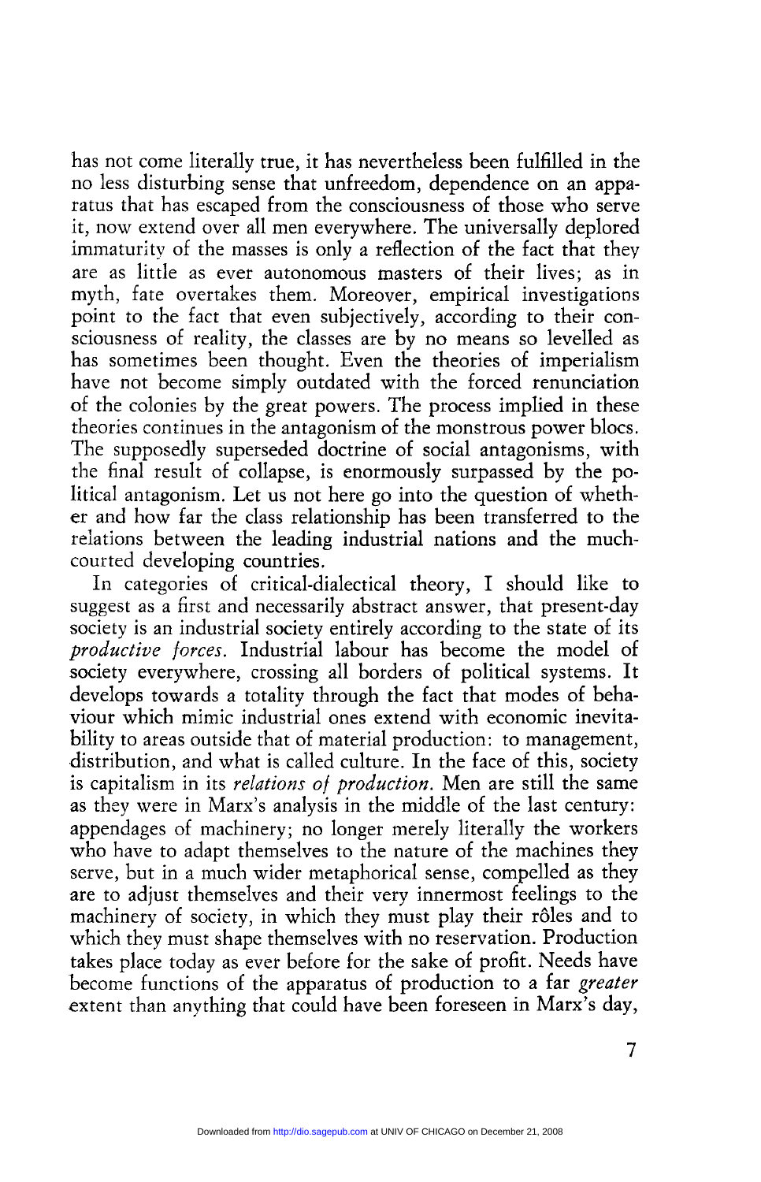has not come literally true, it has nevertheless been fulfilled in the no less disturbing sense that unfreedom, dependence on an apparatus that has escaped from the consciousness of those who serve it, now extend over all men everywhere. The universally deplored immaturity of the masses is only a reflection of the fact that they are as little as ever autonomous masters of their lives; as in myth, fate overtakes them. Moreover, empirical investigations point to the fact that even subjectively, according to their consciousness of reality, the classes are by no means so levelled as has sometimes been thought. Even the theories of imperialism have not become simply outdated with the forced renunciation of the colonies by the great powers. The process implied in these theories continues in the antagonism of the monstrous power blocs. The supposedly superseded doctrine of social antagonisms, with the final result of collapse, is enormously surpassed by the political antagonism. Let us not here go into the question of whether and how far the class relationship has been transferred to the relations between the leading industrial nations and the much-courted developing countries.

In categories of critical-dialectical theory, I should like to suggest as a first and necessarily abstract answer, that present-day society is an industrial society entirely according to the state of its *productive forces*. Industrial labour has become the model of society everywhere, crossing all borders of political systems. It develops towards a totality through the fact that modes of behaviour which mimic industrial ones extend with economic inevitability to areas outside that of material production: to management, distribution, and what is called culture. In the face of this, society is capitalism in its *relations of production*. Men are still the same as they were in Marx's analysis in the middle of the last century: appendages of machinery; no longer merely literally the workers who have to adapt themselves to the nature of the machines they serve, but in a much wider metaphorical sense, compelled as they are to adjust themselves and their very innermost feelings to the machinery of society, in which they must play their rôles and to which they must shape themselves with no reservation. Production takes place today as ever before for the sake of profit. Needs have become functions of the apparatus of production to a far *greater* extent than anything that could have been foreseen in Marx's day,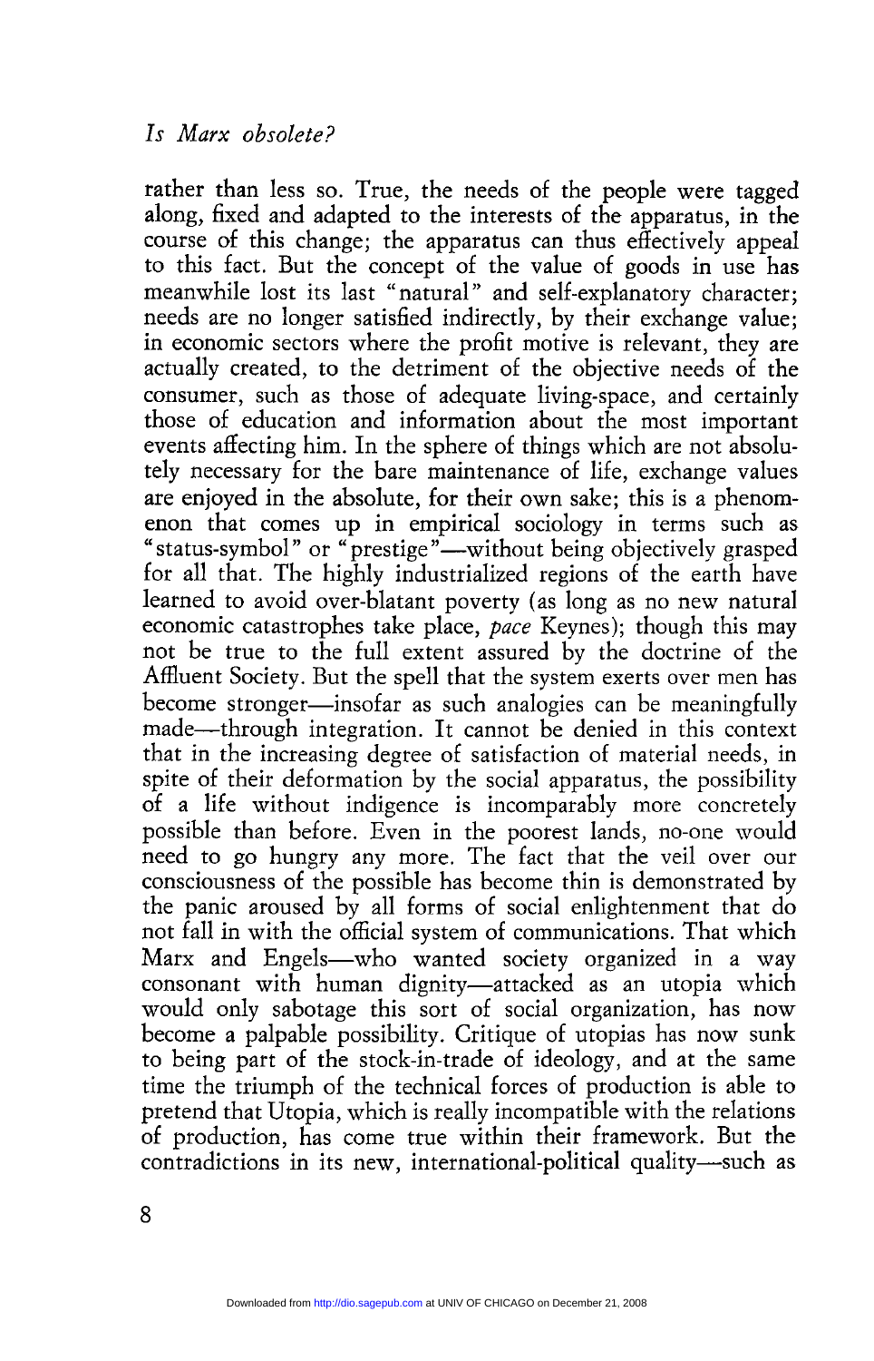rather than less so. True, the needs of the people were tagged along, fixed and adapted to the interests of the apparatus, in the course of this change; the apparatus can thus effectively appeal to this fact. But the concept of the value of goods in use has meanwhile lost its last "natural" and self-explanatory character; needs are no longer satisfied indirectly, by their exchange value; in economic sectors where the profit motive is relevant, they are actually created, to the detriment of the objective needs of the consumer, such as those of adequate living-space, and certainly those of education and information about the most important events affecting him. In the sphere of things which are not absolutely necessary for the bare maintenance of life, exchange values are enjoyed in the absolute, for their own sake; this is a phenomenon that comes up in empirical sociology in terms such as "status-symbol" or "prestige"—without being objectively grasped for all that. The highly industrialized regions of the earth have learned to avoid over-blatant poverty (as long as no new natural economic catastrophes take place, *pace* Keynes); though this may not be true to the full extent assured by the doctrine of the Affluent Society. But the spell that the system exerts over men has become stronger—insofar as such analogies can be meaningfully made—through integration. It cannot be denied in this context that in the increasing degree of satisfaction of material needs, in spite of their deformation by the social apparatus, the possibility of a life without indigence is incomparably more concretely possible than before. Even in the poorest lands, no-one would need to go hungry any more. The fact that the veil over our consciousness of the possible has become thin is demonstrated by the panic aroused by all forms of social enlightenment that do not fall in with the official system of communications. That which Marx and Engels—who wanted society organized in a way consonant with human dignity—attacked as an utopia which would only sabotage this sort of social organization, has now become a palpable possibility. Critique of utopias has now sunk to being part of the stock-in-trade of ideology, and at the same time the triumph of the technical forces of production is able to pretend that Utopia, which is really incompatible with the relations of production, has come true within their framework. But the contradictions in its new, international-political quality—such as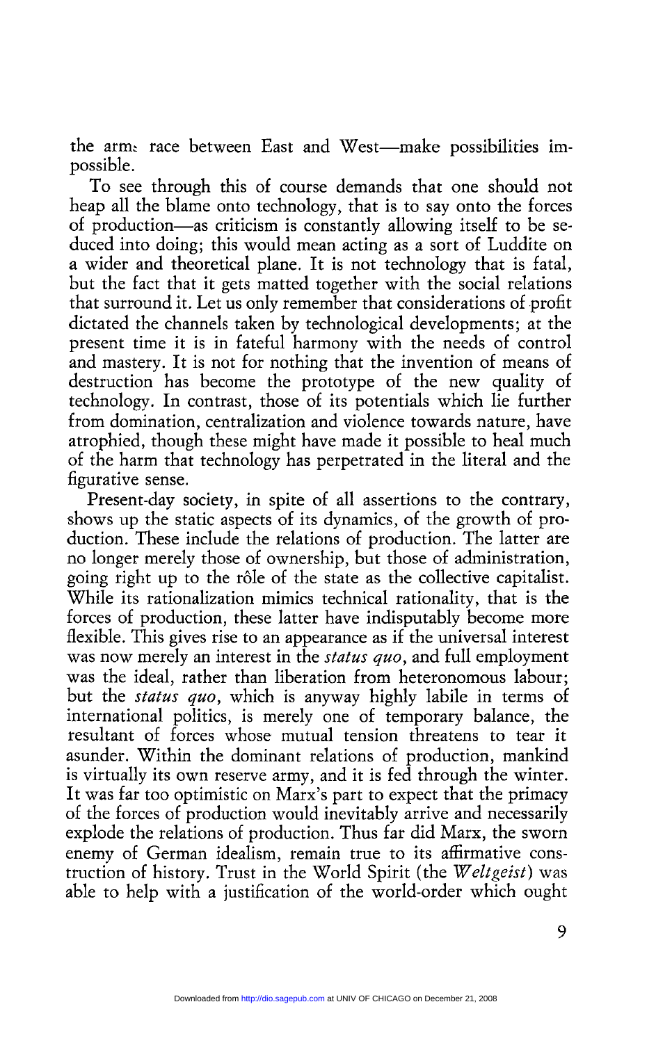the arms race between East and West—make possibilities impossible.

To see through this of course demands that one should not heap all the blame onto technology, that is to say onto the forces of production—as criticism is constantly allowing itself to be seduced into doing; this would mean acting as a sort of Luddite on a wider and theoretical plane. It is not technology that is fatal, but the fact that it gets matted together with the social relations that surround it. Let us only remember that considerations of profit dictated the channels taken by technological developments; at the present time it is in fateful harmony with the needs of control and mastery. It is not for nothing that the invention of means of destruction has become the prototype of the new quality of technology. In contrast, those of its potentials which lie further from domination, centralization and violence towards nature, have atrophied, though these might have made it possible to heal much of the harm that technology has perpetrated in the literal and the figurative sense.

Present-day society, in spite of all assertions to the contrary, shows up the static aspects of its dynamics, of the growth of production. These include the relations of production. The latter are no longer merely those of ownership, but those of administration, going right up to the rôle of the state as the collective capitalist. While its rationalization mimics technical rationality, that is the forces of production, these latter have indisputably become more flexible. This gives rise to an appearance as if the universal interest was now merely an interest in the *status quo*, and full employment was the ideal, rather than liberation from heteronomous labour; but the *status quo*, which is anyway highly labile in terms of international politics, is merely one of temporary balance, the resultant of forces whose mutual tension threatens to tear it asunder. Within the dominant relations of production, mankind is virtually its own reserve army, and it is fed through the winter. It was far too optimistic on Marx's part to expect that the primacy of the forces of production would inevitably arrive and necessarily explode the relations of production. Thus far did Marx, the sworn enemy of German idealism, remain true to its affirmative construction of history. Trust in the World Spirit (the *Weltgeist*) was able to help with a justification of the world-order which ought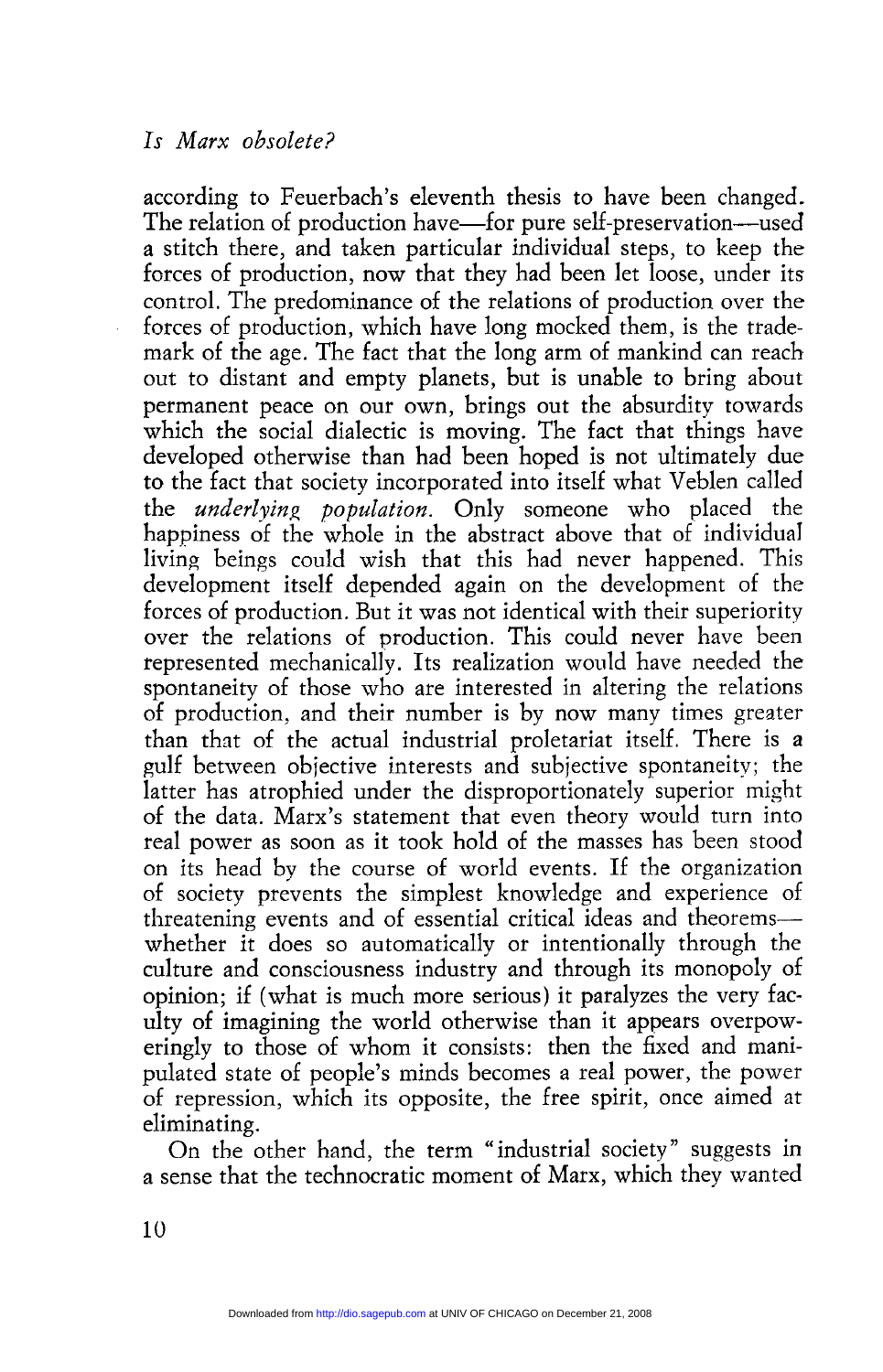according to Feuerbach's eleventh thesis to have been changed. The relation of production have—for pure self-preservation—used a stitch there, and taken particular individual steps, to keep the forces of production, now that they had been let loose, under its control. The predominance of the relations of production over the forces of production, which have long mocked them, is the trademark of the age. The fact that the long arm of mankind can reach out to distant and empty planets, but is unable to bring about permanent peace on our own, brings out the absurdity towards which the social dialectic is moving. The fact that things have developed otherwise than had been hoped is not ultimately due to the fact that society incorporated into itself what Veblen called the *underlying population*. Only someone who placed the happiness of the whole in the abstract above that of individual living beings could wish that this had never happened. This development itself depended again on the development of the forces of production. But it was not identical with their superiority over the relations of production. This could never have been represented mechanically. Its realization would have needed the spontaneity of those who are interested in altering the relations of production, and their number is by now many times greater than that of the actual industrial proletariat itself. There is a gulf between objective interests and subjective spontaneity; the latter has atrophied under the disproportionately superior might of the data. Marx's statement that even theory would turn into real power as soon as it took hold of the masses has been stood on its head by the course of world events. If the organization of society prevents the simplest knowledge and experience of threatening events and of essential critical ideas and theorems—whether it does so automatically or intentionally through the culture and consciousness industry and through its monopoly of opinion; if (what is much more serious) it paralyzes the very faculty of imagining the world otherwise than it appears overpoweringly to those of whom it consists: then the fixed and manipulated state of people's minds becomes a real power, the power of repression, which its opposite, the free spirit, once aimed at eliminating.

On the other hand, the term "industrial society" suggests in a sense that the technocratic moment of Marx, which they wanted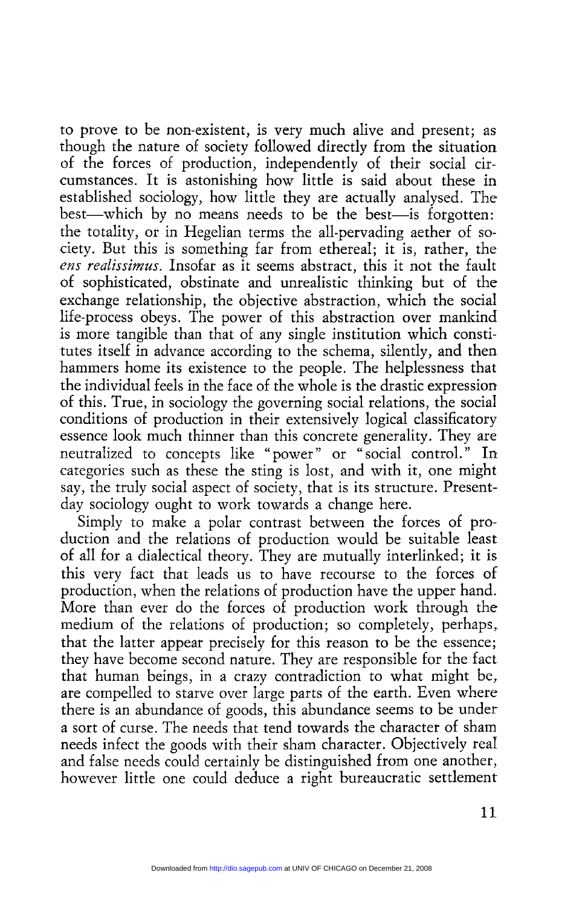to prove to be non-existent, is very much alive and present; as though the nature of society followed directly from the situation of the forces of production, independently of their social circumstances. It is astonishing how little is said about these in established sociology, how little they are actually analysed. The best—which by no means needs to be the best—is forgotten: the totality, or in Hegelian terms the all-pervading aether of society. But this is something far from ethereal; it is, rather, the *ens realissimus*. Insofar as it seems abstract, this it not the fault of sophisticated, obstinate and unrealistic thinking but of the exchange relationship, the objective abstraction, which the social life-process obeys. The power of this abstraction over mankind is more tangible than that of any single institution which constitutes itself in advance according to the schema, silently, and then hammers home its existence to the people. The helplessness that the individual feels in the face of the whole is the drastic expression of this. True, in sociology the governing social relations, the social conditions of production in their extensively logical classificatory essence look much thinner than this concrete generality. They are neutralized to concepts like "power" or "social control." In categories such as these the sting is lost, and with it, one might say, the truly social aspect of society, that is its structure. Present-day sociology ought to work towards a change here.

Simply to make a polar contrast between the forces of production and the relations of production would be suitable least of all for a dialectical theory. They are mutually interlinked; it is this very fact that leads us to have recourse to the forces of production, when the relations of production have the upper hand. More than ever do the forces of production work through the medium of the relations of production; so completely, perhaps, that the latter appear precisely for this reason to be the essence; they have become second nature. They are responsible for the fact that human beings, in a crazy contradiction to what might be, are compelled to starve over large parts of the earth. Even where there is an abundance of goods, this abundance seems to be under a sort of curse. The needs that tend towards the character of sham needs infect the goods with their sham character. Objectively real and false needs could certainly be distinguished from one another, however little one could deduce a right bureaucratic settlement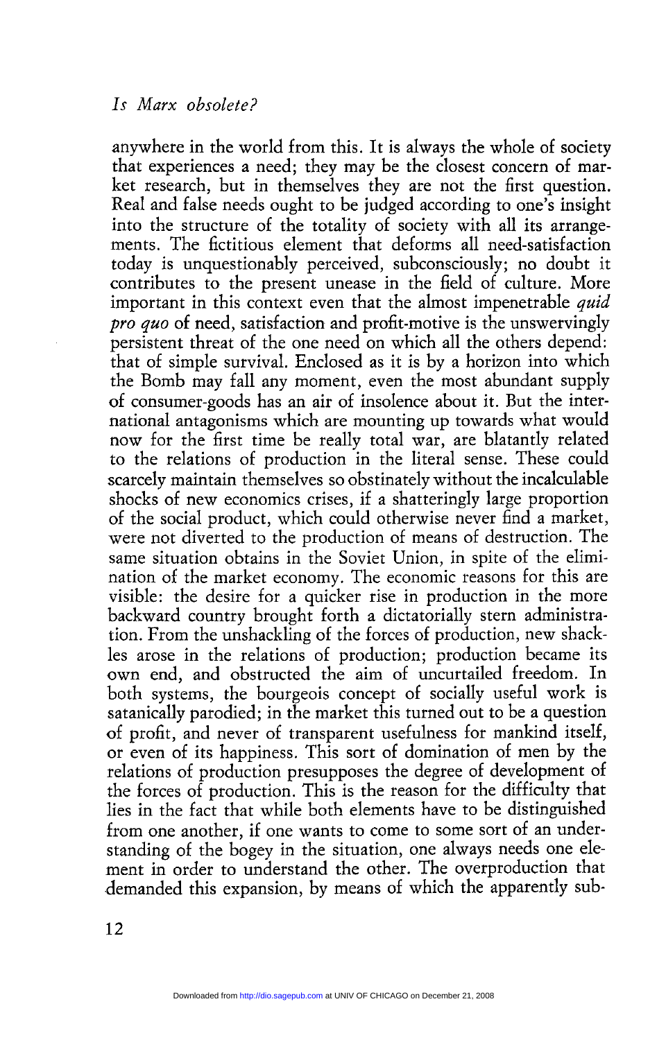anywhere in the world from this. It is always the whole of society that experiences a need; they may be the closest concern of market research, but in themselves they are not the first question. Real and false needs ought to be judged according to one's insight into the structure of the totality of society with all its arrangements. The fictitious element that deforms all need-satisfaction today is unquestionably perceived, subconsciously; no doubt it contributes to the present unease in the field of culture. More important in this context even that the almost impenetrable *quid pro quo* of need, satisfaction and profit-motive is the unswervingly persistent threat of the one need on which all the others depend: that of simple survival. Enclosed as it is by a horizon into which the Bomb may fall any moment, even the most abundant supply of consumer-goods has an air of insolence about it. But the international antagonisms which are mounting up towards what would now for the first time be really total war, are blatantly related to the relations of production in the literal sense. These could scarcely maintain themselves so obstinately without the incalculable shocks of new economics crises, if a shatteringly large proportion of the social product, which could otherwise never find a market, were not diverted to the production of means of destruction. The same situation obtains in the Soviet Union, in spite of the elimination of the market economy. The economic reasons for this are visible: the desire for a quicker rise in production in the more backward country brought forth a dictatorially stern administration. From the unshackling of the forces of production, new shackles arose in the relations of production; production became its own end, and obstructed the aim of uncurtailed freedom. In both systems, the bourgeois concept of socially useful work is satanically parodied; in the market this turned out to be a question of profit, and never of transparent usefulness for mankind itself, or even of its happiness. This sort of domination of men by the relations of production presupposes the degree of development of the forces of production. This is the reason for the difficulty that lies in the fact that while both elements have to be distinguished from one another, if one wants to come to some sort of an understanding of the bogey in the situation, one always needs one element in order to understand the other. The overproduction that demanded this expansion, by means of which the apparently sub-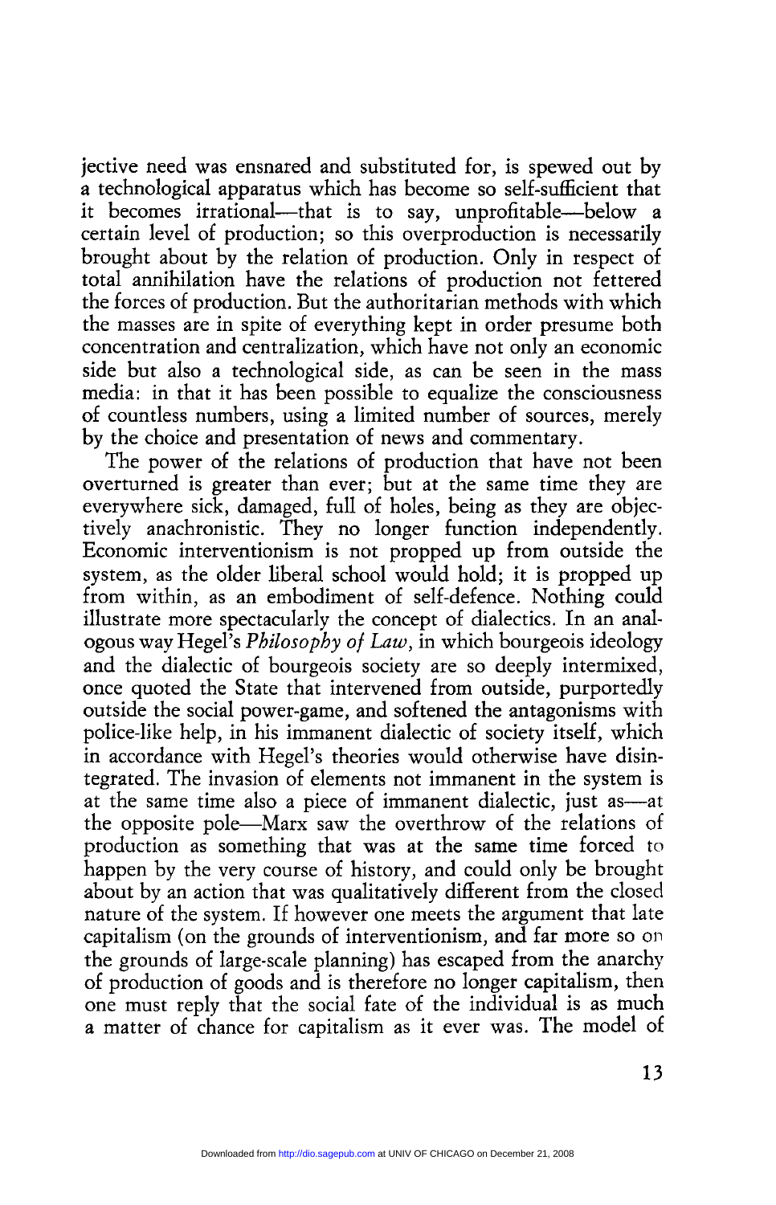jective need was ensnared and substituted for, is spewed out by a technological apparatus which has become so self-sufficient that it becomes irrational—that is to say, unprofitable—below a certain level of production; so this overproduction is necessarily brought about by the relation of production. Only in respect of total annihilation have the relations of production not fettered the forces of production. But the authoritarian methods with which the masses are in spite of everything kept in order presume both concentration and centralization, which have not only an economic side but also a technological side, as can be seen in the mass media: in that it has been possible to equalize the consciousness of countless numbers, using a limited number of sources, merely by the choice and presentation of news and commentary.

The power of the relations of production that have not been overturned is greater than ever; but at the same time they are everywhere sick, damaged, full of holes, being as they are objectively anachronistic. They no longer function independently. Economic interventionism is not propped up from outside the system, as the older liberal school would hold; it is propped up from within, as an embodiment of self-defence. Nothing could illustrate more spectacularly the concept of dialectics. In an analogous way Hegel's *Philosophy of Law*, in which bourgeois ideology and the dialectic of bourgeois society are so deeply intermixed, once quoted the State that intervened from outside, purportedly outside the social power-game, and softened the antagonisms with police-like help, in his immanent dialectic of society itself, which in accordance with Hegel's theories would otherwise have disintegrated. The invasion of elements not immanent in the system is at the same time also a piece of immanent dialectic, just as—at the opposite pole—Marx saw the overthrow of the relations of production as something that was at the same time forced to happen by the very course of history, and could only be brought about by an action that was qualitatively different from the closed nature of the system. If however one meets the argument that late capitalism (on the grounds of interventionism, and far more so on the grounds of large-scale planning) has escaped from the anarchy of production of goods and is therefore no longer capitalism, then one must reply that the social fate of the individual is as much a matter of chance for capitalism as it ever was. The model of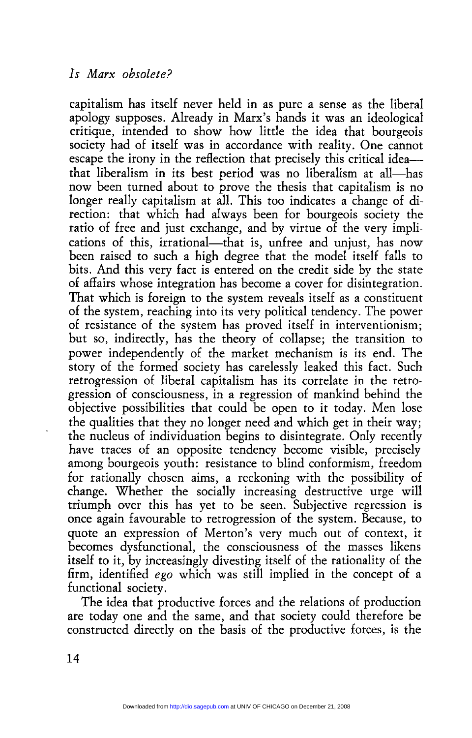capitalism has itself never held in as pure a sense as the liberal apology supposes. Already in Marx's hands it was an ideological critique, intended to show how little the idea that bourgeois society had of itself was in accordance with reality. One cannot escape the irony in the reflection that precisely this critical idea—that liberalism in its best period was no liberalism at all—has now been turned about to prove the thesis that capitalism is no longer really capitalism at all. This too indicates a change of direction: that which had always been for bourgeois society the ratio of free and just exchange, and by virtue of the very implications of this, irrational—that is, unfree and unjust, has now been raised to such a high degree that the model itself falls to bits. And this very fact is entered on the credit side by the state of affairs whose integration has become a cover for disintegration. That which is foreign to the system reveals itself as a constituent of the system, reaching into its very political tendency. The power of resistance of the system has proved itself in interventionism; but so, indirectly, has the theory of collapse; the transition to power independently of the market mechanism is its end. The story of the formed society has carelessly leaked this fact. Such retrogression of liberal capitalism has its correlate in the retrogression of consciousness, in a regression of mankind behind the objective possibilities that could be open to it today. Men lose the qualities that they no longer need and which get in their way; the nucleus of individuation begins to disintegrate. Only recently have traces of an opposite tendency become visible, precisely among bourgeois youth: resistance to blind conformism, freedom for rationally chosen aims, a reckoning with the possibility of change. Whether the socially increasing destructive urge will triumph over this has yet to be seen. Subjective regression is once again favourable to retrogression of the system. Because, to quote an expression of Merton's very much out of context, it becomes dysfunctional, the consciousness of the masses likens itself to it, by increasingly divesting itself of the rationality of the firm, identified *ego* which was still implied in the concept of a functional society.

The idea that productive forces and the relations of production are today one and the same, and that society could therefore be constructed directly on the basis of the productive forces, is the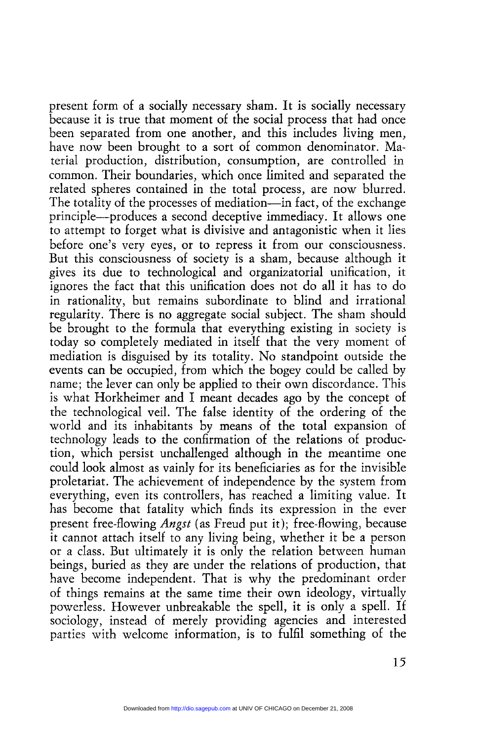present form of a socially necessary sham. It is socially necessary because it is true that moment of the social process that had once been separated from one another, and this includes living men, have now been brought to a sort of common denominator. Material production, distribution, consumption, are controlled in common. Their boundaries, which once limited and separated the related spheres contained in the total process, are now blurred. The totality of the processes of mediation—in fact, of the exchange principle—produces a second deceptive immediacy. It allows one to attempt to forget what is divisive and antagonistic when it lies before one's very eyes, or to repress it from our consciousness. But this consciousness of society is a sham, because although it gives its due to technological and organizatorial unification, it ignores the fact that this unification does not do all it has to do in rationality, but remains subordinate to blind and irrational regularity. There is no aggregate social subject. The sham should be brought to the formula that everything existing in society is today so completely mediated in itself that the very moment of mediation is disguised by its totality. No standpoint outside the events can be occupied, from which the bogey could be called by name; the lever can only be applied to their own discordance. This is what Horkheimer and I meant decades ago by the concept of the technological veil. The false identity of the ordering of the world and its inhabitants by means of the total expansion of technology leads to the confirmation of the relations of production, which persist unchallenged although in the meantime one could look almost as vainly for its beneficiaries as for the invisible proletariat. The achievement of independence by the system from everything, even its controllers, has reached a limiting value. It has become that fatality which finds its expression in the ever present free-flowing *Angst* (as Freud put it); free-flowing, because it cannot attach itself to any living being, whether it be a person or a class. But ultimately it is only the relation between human beings, buried as they are under the relations of production, that have become independent. That is why the predominant order of things remains at the same time their own ideology, virtually powerless. However unbreakable the spell, it is only a spell. If sociology, instead of merely providing agencies and interested parties with welcome information, is to fulfil something of the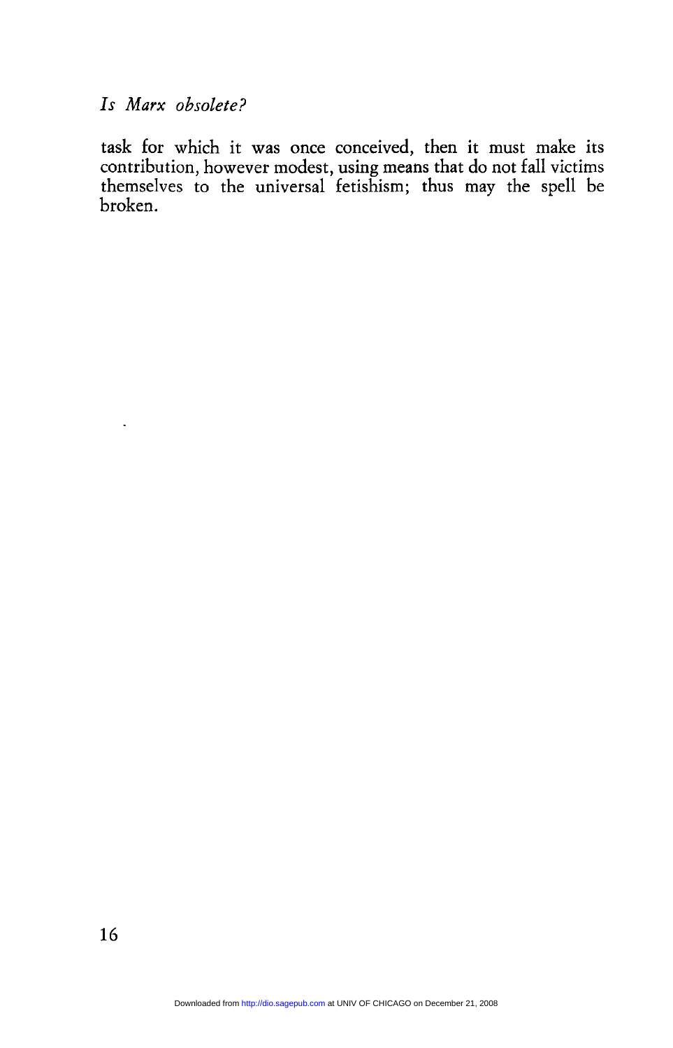task for which it was once conceived, then it must make its contribution, however modest, using means that do not fall victims themselves to the universal fetishism; thus may the spell be broken.